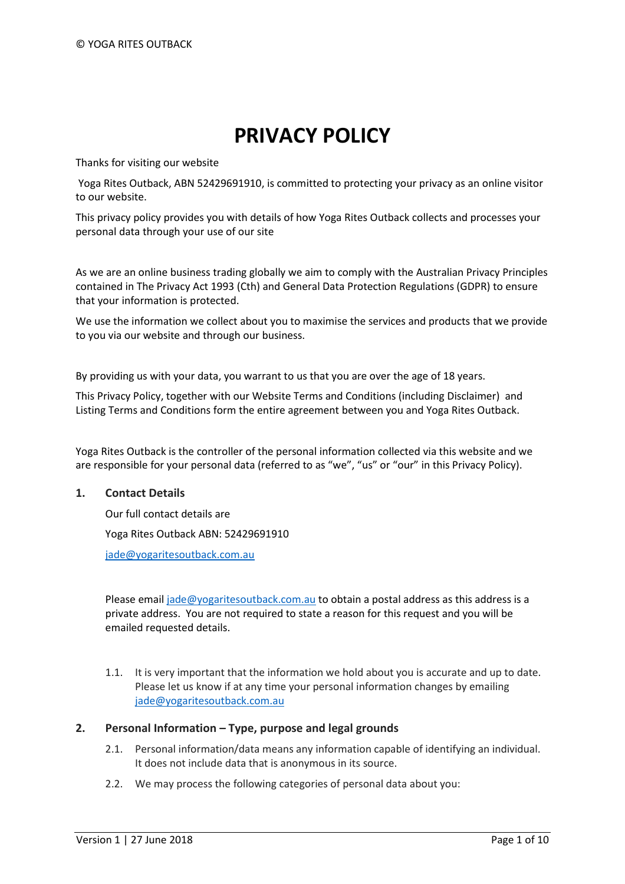# PRIVACY POLICY

Thanks for visiting our website

Yoga Rites Outback, ABN 52429691910, is committed to protecting your privacy as an online visitor to our website.

This privacy policy provides you with details of how Yoga Rites Outback collects and processes your personal data through your use of our site

As we are an online business trading globally we aim to comply with the Australian Privacy Principles contained in The Privacy Act 1993 (Cth) and General Data Protection Regulations (GDPR) to ensure that your information is protected.

We use the information we collect about you to maximise the services and products that we provide to you via our website and through our business.

By providing us with your data, you warrant to us that you are over the age of 18 years.

This Privacy Policy, together with our Website Terms and Conditions (including Disclaimer) and Listing Terms and Conditions form the entire agreement between you and Yoga Rites Outback.

Yoga Rites Outback is the controller of the personal information collected via this website and we are responsible for your personal data (referred to as "we", "us" or "our" in this Privacy Policy).

## 1. Contact Details

Our full contact details are

Yoga Rites Outback ABN: 52429691910

jade@yogaritesoutback.com.au

Please email jade@yogaritesoutback.com.au to obtain a postal address as this address is a private address. You are not required to state a reason for this request and you will be emailed requested details.

1.1. It is very important that the information we hold about you is accurate and up to date. Please let us know if at any time your personal information changes by emailing jade@yogaritesoutback.com.au

## 2. Personal Information – Type, purpose and legal grounds

2.1. Personal information/data means any information capable of identifying an individual. It does not include data that is anonymous in its source.

2.2. We may process the following categories of personal data about you: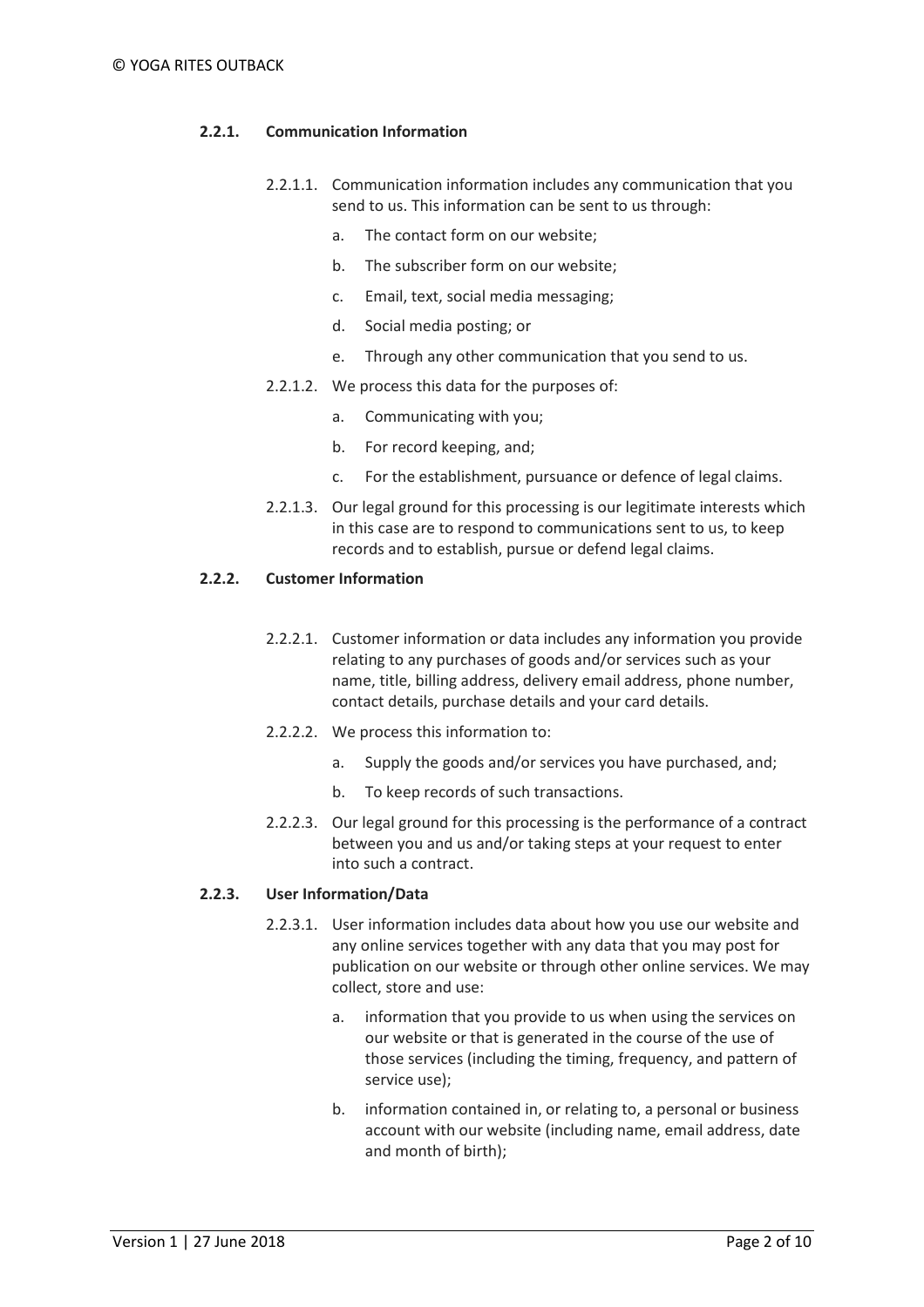#### 2.2.1. Communication Information

2.2.1.1. Communication information includes any communication that you send to us. This information can be sent to us through:

a. The contact form on our website;

b. The subscriber form on our website;

c. Email, text, social media messaging;

d. Social media posting; or

e. Through any other communication that you send to us.

2.2.1.2. We process this data for the purposes of:

a. Communicating with you;

b. For record keeping, and;

c. For the establishment, pursuance or defence of legal claims.

2.2.1.3. Our legal ground for this processing is our legitimate interests which in this case are to respond to communications sent to us, to keep records and to establish, pursue or defend legal claims.

#### 2.2.2. Customer Information

2.2.2.1. Customer information or data includes any information you provide relating to any purchases of goods and/or services such as your name, title, billing address, delivery email address, phone number, contact details, purchase details and your card details.

2.2.2.2. We process this information to:

a. Supply the goods and/or services you have purchased, and;

b. To keep records of such transactions.

2.2.2.3. Our legal ground for this processing is the performance of a contract between you and us and/or taking steps at your request to enter into such a contract.

#### 2.2.3. User Information/Data

2.2.3.1. User information includes data about how you use our website and any online services together with any data that you may post for publication on our website or through other online services. We may collect, store and use:

a. information that you provide to us when using the services on our website or that is generated in the course of the use of those services (including the timing, frequency, and pattern of service use);

b. information contained in, or relating to, a personal or business account with our website (including name, email address, date and month of birth);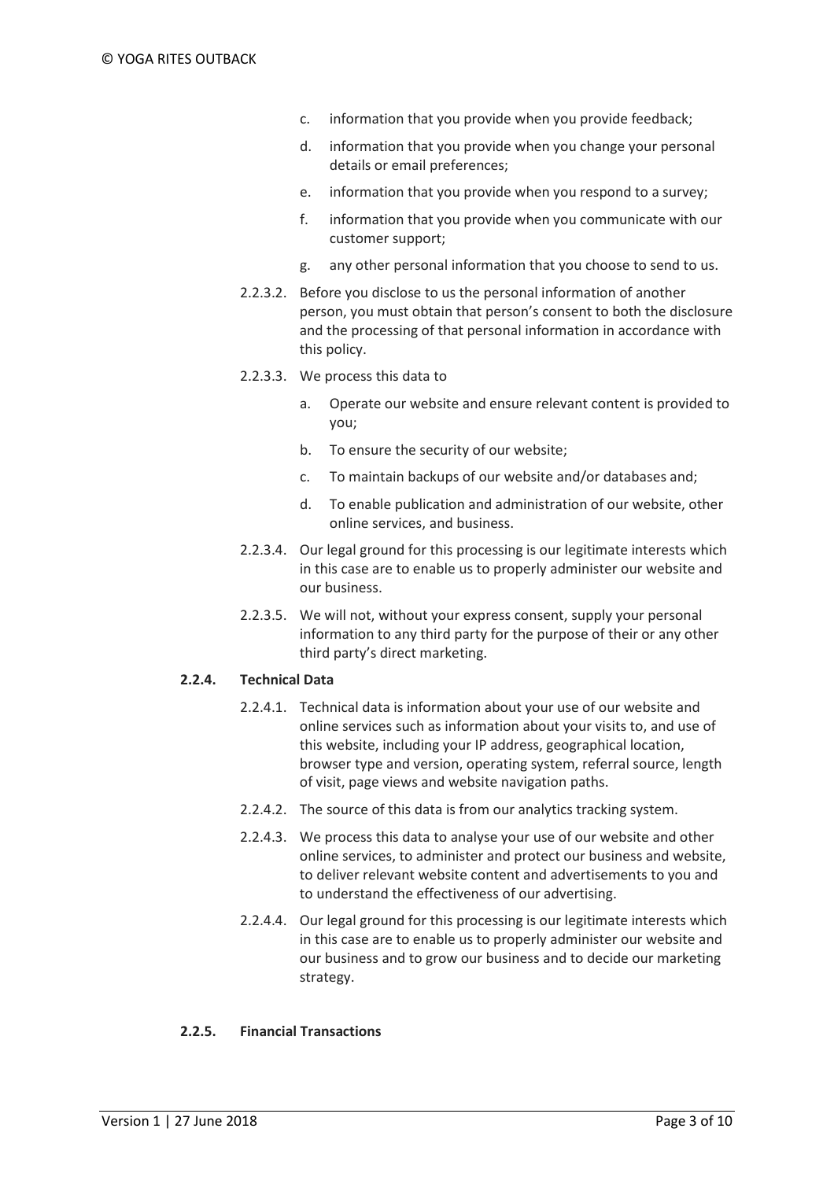c. information that you provide when you provide feedback;

d. information that you provide when you change your personal details or email preferences;

e. information that you provide when you respond to a survey;

f. information that you provide when you communicate with our customer support;

g. any other personal information that you choose to send to us.

2.2.3.2. Before you disclose to us the personal information of another person, you must obtain that person's consent to both the disclosure and the processing of that personal information in accordance with this policy.

2.2.3.3. We process this data to

a. Operate our website and ensure relevant content is provided to you;

b. To ensure the security of our website;

c. To maintain backups of our website and/or databases and;

d. To enable publication and administration of our website, other online services, and business.

2.2.3.4. Our legal ground for this processing is our legitimate interests which in this case are to enable us to properly administer our website and our business.

2.2.3.5. We will not, without your express consent, supply your personal information to any third party for the purpose of their or any other third party's direct marketing.

**2.2.4. Technical Data**

2.2.4.1. Technical data is information about your use of our website and online services such as information about your visits to, and use of this website, including your IP address, geographical location, browser type and version, operating system, referral source, length of visit, page views and website navigation paths.

2.2.4.2. The source of this data is from our analytics tracking system.

2.2.4.3. We process this data to analyse your use of our website and other online services, to administer and protect our business and website, to deliver relevant website content and advertisements to you and to understand the effectiveness of our advertising.

2.2.4.4. Our legal ground for this processing is our legitimate interests which in this case are to enable us to properly administer our website and our business and to grow our business and to decide our marketing strategy.

**2.2.5. Financial Transactions**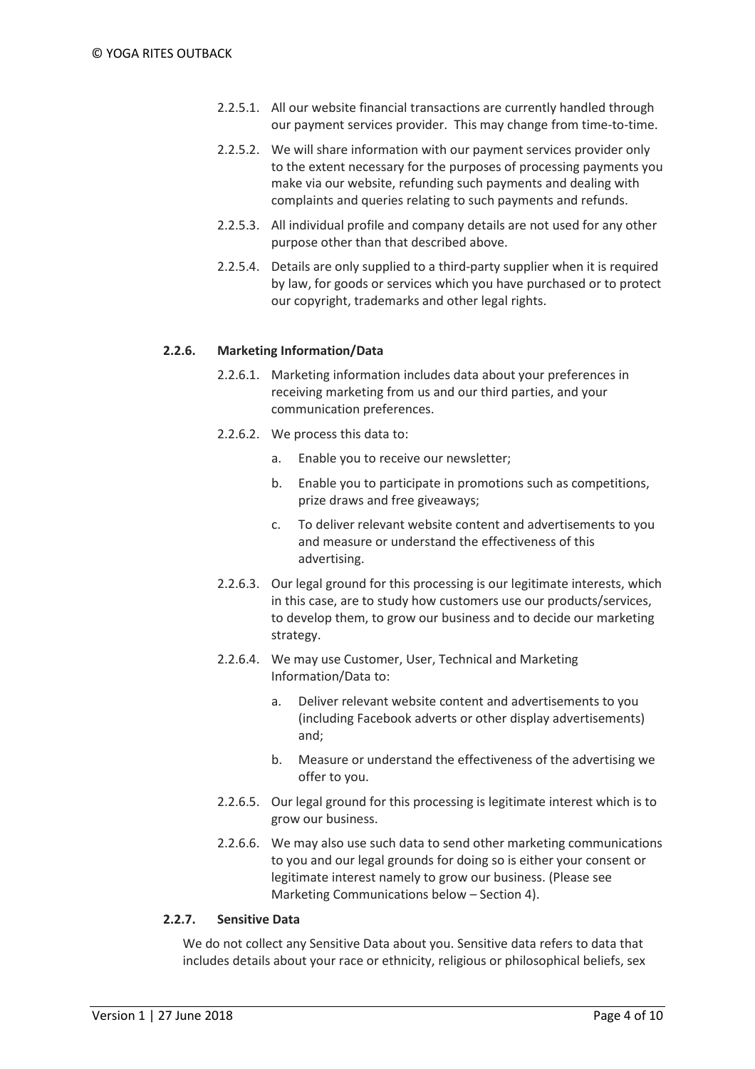2.2.5.1. All our website financial transactions are currently handled through our payment services provider. This may change from time-to-time.

2.2.5.2. We will share information with our payment services provider only to the extent necessary for the purposes of processing payments you make via our website, refunding such payments and dealing with complaints and queries relating to such payments and refunds.

2.2.5.3. All individual profile and company details are not used for any other purpose other than that described above.

2.2.5.4. Details are only supplied to a third-party supplier when it is required by law, for goods or services which you have purchased or to protect our copyright, trademarks and other legal rights.

#### 2.2.6. Marketing Information/Data

2.2.6.1. Marketing information includes data about your preferences in receiving marketing from us and our third parties, and your communication preferences.

2.2.6.2. We process this data to:

a. Enable you to receive our newsletter;

b. Enable you to participate in promotions such as competitions, prize draws and free giveaways;

c. To deliver relevant website content and advertisements to you and measure or understand the effectiveness of this advertising.

2.2.6.3. Our legal ground for this processing is our legitimate interests, which in this case, are to study how customers use our products/services, to develop them, to grow our business and to decide our marketing strategy.

2.2.6.4. We may use Customer, User, Technical and Marketing Information/Data to:

a. Deliver relevant website content and advertisements to you (including Facebook adverts or other display advertisements) and;

b. Measure or understand the effectiveness of the advertising we offer to you.

2.2.6.5. Our legal ground for this processing is legitimate interest which is to grow our business.

2.2.6.6. We may also use such data to send other marketing communications to you and our legal grounds for doing so is either your consent or legitimate interest namely to grow our business. (Please see Marketing Communications below – Section 4).

#### 2.2.7. Sensitive Data

We do not collect any Sensitive Data about you. Sensitive data refers to data that includes details about your race or ethnicity, religious or philosophical beliefs, sex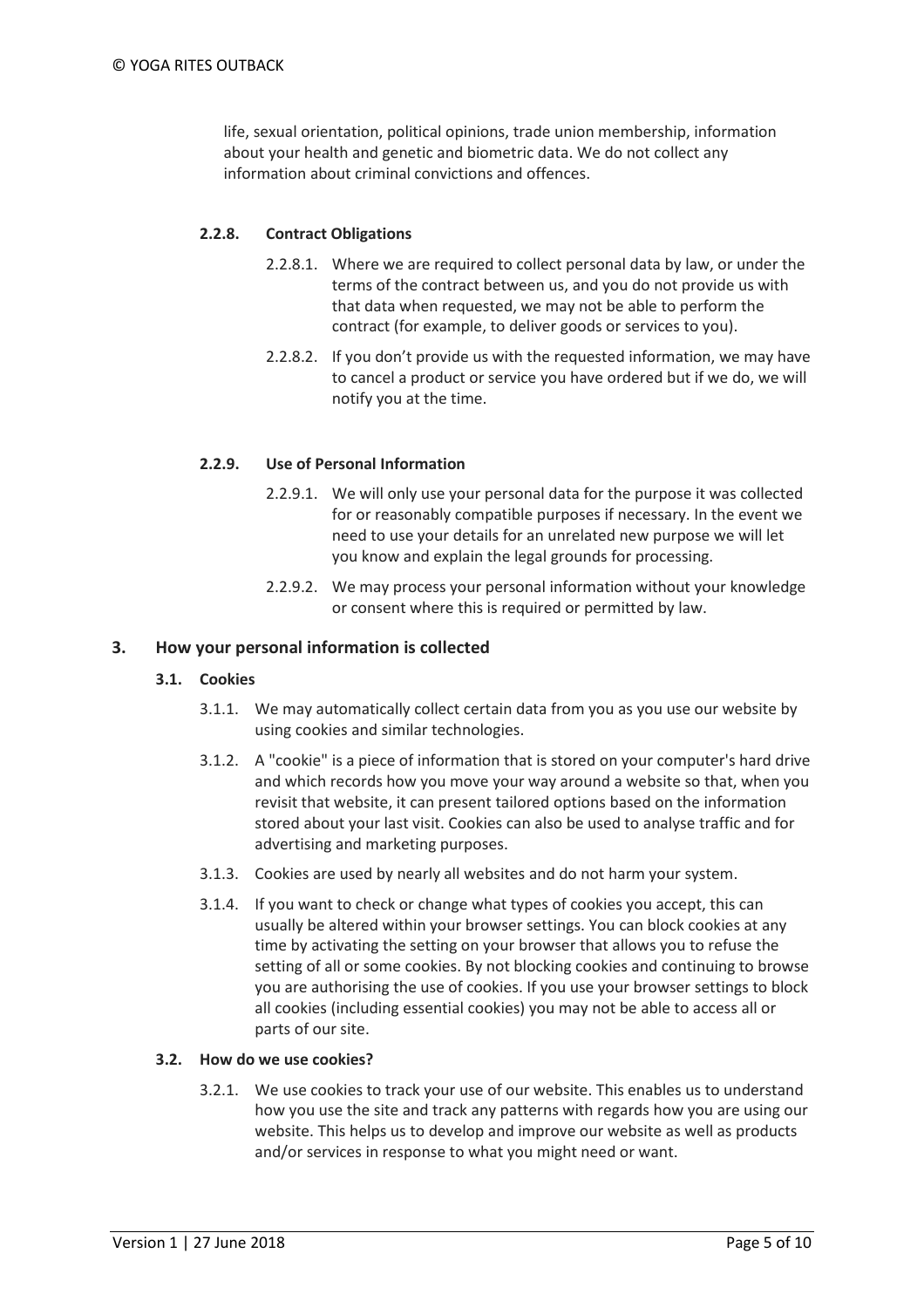life, sexual orientation, political opinions, trade union membership, information about your health and genetic and biometric data. We do not collect any information about criminal convictions and offences.

#### 2.2.8. Contract Obligations

2.2.8.1. Where we are required to collect personal data by law, or under the terms of the contract between us, and you do not provide us with that data when requested, we may not be able to perform the contract (for example, to deliver goods or services to you).

2.2.8.2. If you don't provide us with the requested information, we may have to cancel a product or service you have ordered but if we do, we will notify you at the time.

#### 2.2.9. Use of Personal Information

2.2.9.1. We will only use your personal data for the purpose it was collected for or reasonably compatible purposes if necessary. In the event we need to use your details for an unrelated new purpose we will let you know and explain the legal grounds for processing.

2.2.9.2. We may process your personal information without your knowledge or consent where this is required or permitted by law.

## 3. How your personal information is collected

### 3.1. Cookies

3.1.1. We may automatically collect certain data from you as you use our website by using cookies and similar technologies.

3.1.2. A "cookie" is a piece of information that is stored on your computer's hard drive and which records how you move your way around a website so that, when you revisit that website, it can present tailored options based on the information stored about your last visit. Cookies can also be used to analyse traffic and for advertising and marketing purposes.

3.1.3. Cookies are used by nearly all websites and do not harm your system.

3.1.4. If you want to check or change what types of cookies you accept, this can usually be altered within your browser settings. You can block cookies at any time by activating the setting on your browser that allows you to refuse the setting of all or some cookies. By not blocking cookies and continuing to browse you are authorising the use of cookies. If you use your browser settings to block all cookies (including essential cookies) you may not be able to access all or parts of our site.

### 3.2. How do we use cookies?

3.2.1. We use cookies to track your use of our website. This enables us to understand how you use the site and track any patterns with regards how you are using our website. This helps us to develop and improve our website as well as products and/or services in response to what you might need or want.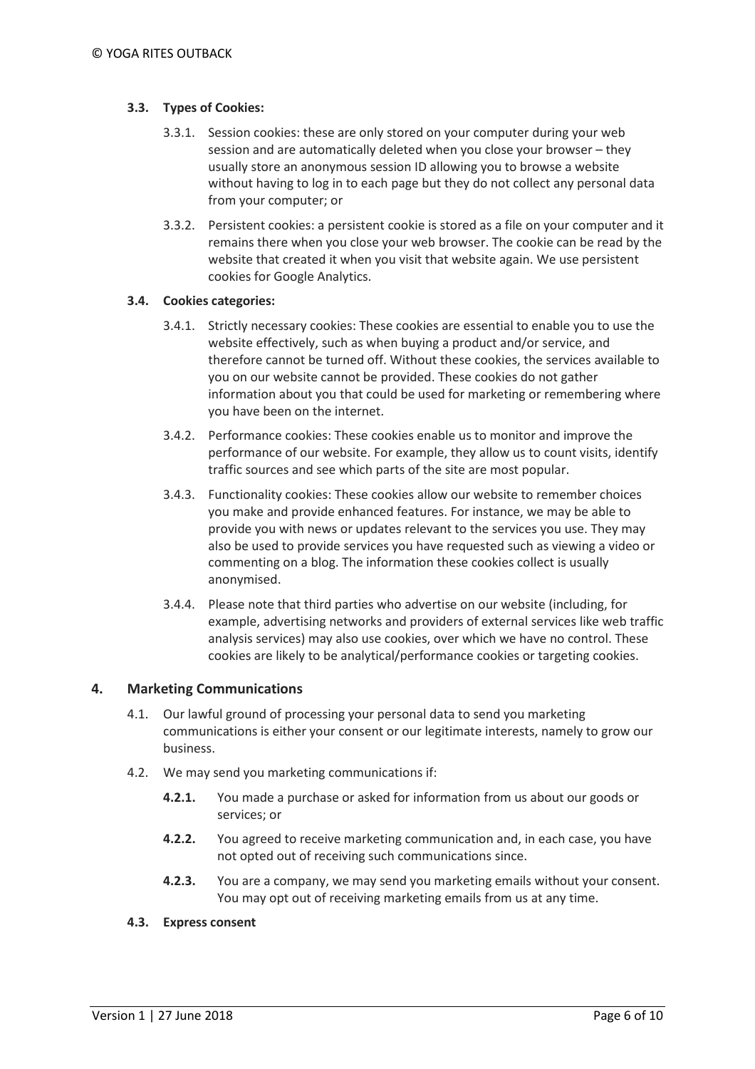**3.3. Types of Cookies:**

3.3.1. Session cookies: these are only stored on your computer during your web session and are automatically deleted when you close your browser – they usually store an anonymous session ID allowing you to browse a website without having to log in to each page but they do not collect any personal data from your computer; or

3.3.2. Persistent cookies: a persistent cookie is stored as a file on your computer and it remains there when you close your web browser. The cookie can be read by the website that created it when you visit that website again. We use persistent cookies for Google Analytics.

**3.4. Cookies categories:**

3.4.1. Strictly necessary cookies: These cookies are essential to enable you to use the website effectively, such as when buying a product and/or service, and therefore cannot be turned off. Without these cookies, the services available to you on our website cannot be provided. These cookies do not gather information about you that could be used for marketing or remembering where you have been on the internet.

3.4.2. Performance cookies: These cookies enable us to monitor and improve the performance of our website. For example, they allow us to count visits, identify traffic sources and see which parts of the site are most popular.

3.4.3. Functionality cookies: These cookies allow our website to remember choices you make and provide enhanced features. For instance, we may be able to provide you with news or updates relevant to the services you use. They may also be used to provide services you have requested such as viewing a video or commenting on a blog. The information these cookies collect is usually anonymised.

3.4.4. Please note that third parties who advertise on our website (including, for example, advertising networks and providers of external services like web traffic analysis services) may also use cookies, over which we have no control. These cookies are likely to be analytical/performance cookies or targeting cookies.

## 4. Marketing Communications

4.1. Our lawful ground of processing your personal data to send you marketing communications is either your consent or our legitimate interests, namely to grow our business.

4.2. We may send you marketing communications if:

**4.2.1.** You made a purchase or asked for information from us about our goods or services; or

**4.2.2.** You agreed to receive marketing communication and, in each case, you have not opted out of receiving such communications since.

**4.2.3.** You are a company, we may send you marketing emails without your consent. You may opt out of receiving marketing emails from us at any time.

**4.3. Express consent**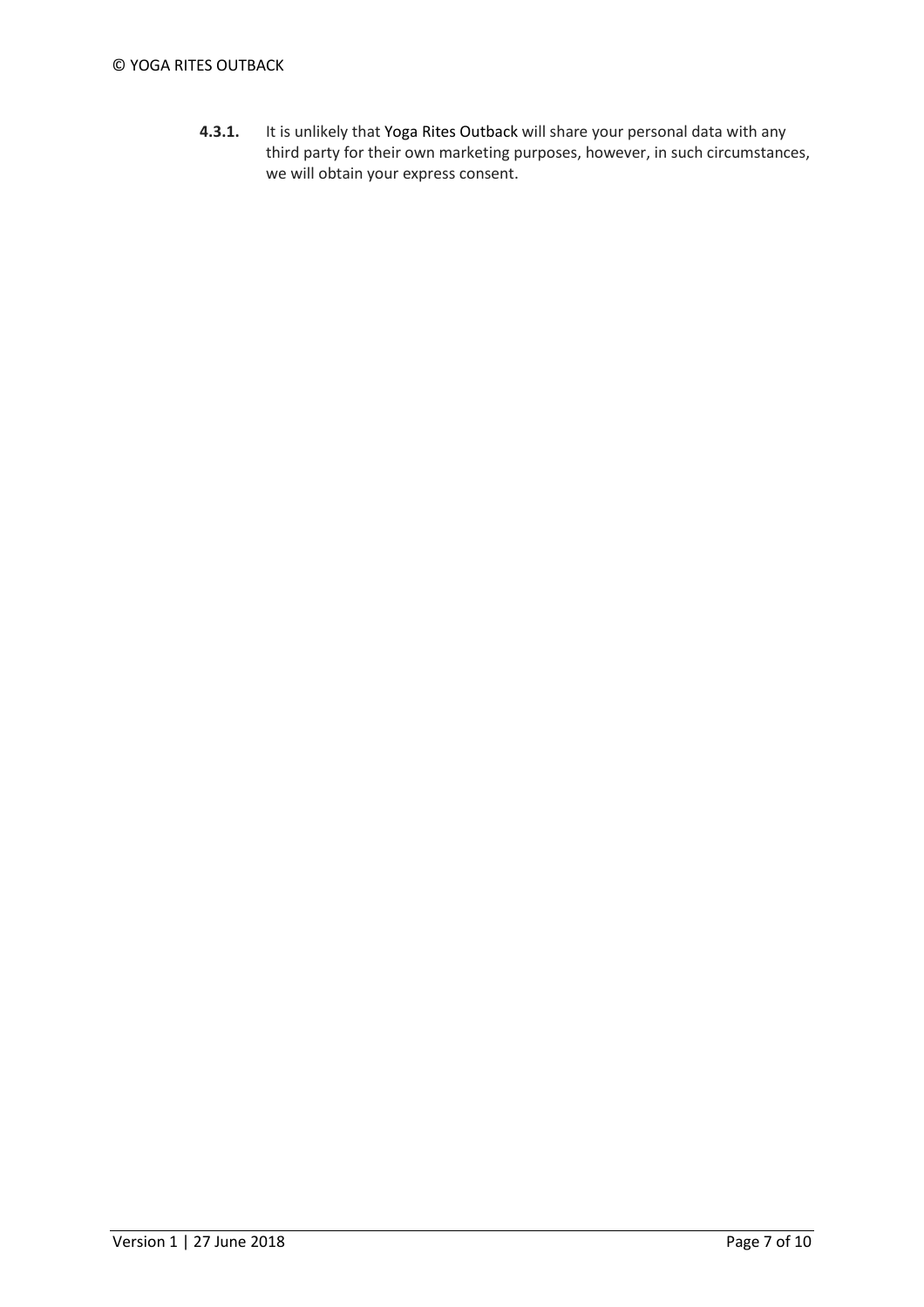**4.3.1.** It is unlikely that Yoga Rites Outback will share your personal data with any third party for their own marketing purposes, however, in such circumstances, we will obtain your express consent.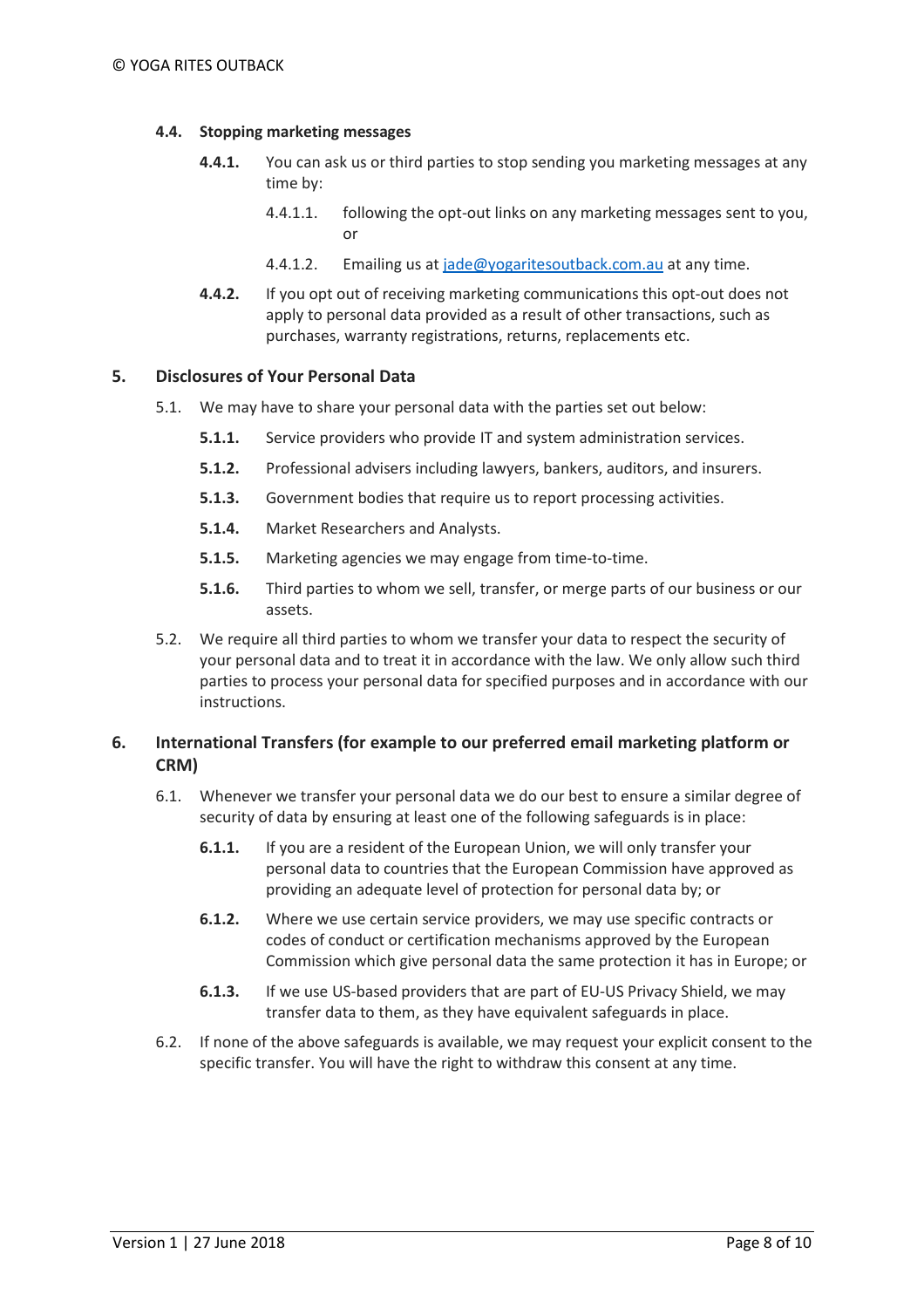### 4.4. Stopping marketing messages

**4.4.1.** You can ask us or third parties to stop sending you marketing messages at any time by:

4.4.1.1. following the opt-out links on any marketing messages sent to you, or

4.4.1.2. Emailing us at [jade@yogaritesoutback.com.au](mailto:jade@yogaritesoutback.com.au) at any time.

**4.4.2.** If you opt out of receiving marketing communications this opt-out does not apply to personal data provided as a result of other transactions, such as purchases, warranty registrations, returns, replacements etc.

## 5. Disclosures of Your Personal Data

5.1. We may have to share your personal data with the parties set out below:

**5.1.1.** Service providers who provide IT and system administration services.

**5.1.2.** Professional advisers including lawyers, bankers, auditors, and insurers.

**5.1.3.** Government bodies that require us to report processing activities.

**5.1.4.** Market Researchers and Analysts.

**5.1.5.** Marketing agencies we may engage from time-to-time.

**5.1.6.** Third parties to whom we sell, transfer, or merge parts of our business or our assets.

5.2. We require all third parties to whom we transfer your data to respect the security of your personal data and to treat it in accordance with the law. We only allow such third parties to process your personal data for specified purposes and in accordance with our instructions.

## 6. International Transfers (for example to our preferred email marketing platform or CRM)

6.1. Whenever we transfer your personal data we do our best to ensure a similar degree of security of data by ensuring at least one of the following safeguards is in place:

**6.1.1.** If you are a resident of the European Union, we will only transfer your personal data to countries that the European Commission have approved as providing an adequate level of protection for personal data by; or

**6.1.2.** Where we use certain service providers, we may use specific contracts or codes of conduct or certification mechanisms approved by the European Commission which give personal data the same protection it has in Europe; or

**6.1.3.** If we use US-based providers that are part of EU-US Privacy Shield, we may transfer data to them, as they have equivalent safeguards in place.

6.2. If none of the above safeguards is available, we may request your explicit consent to the specific transfer. You will have the right to withdraw this consent at any time.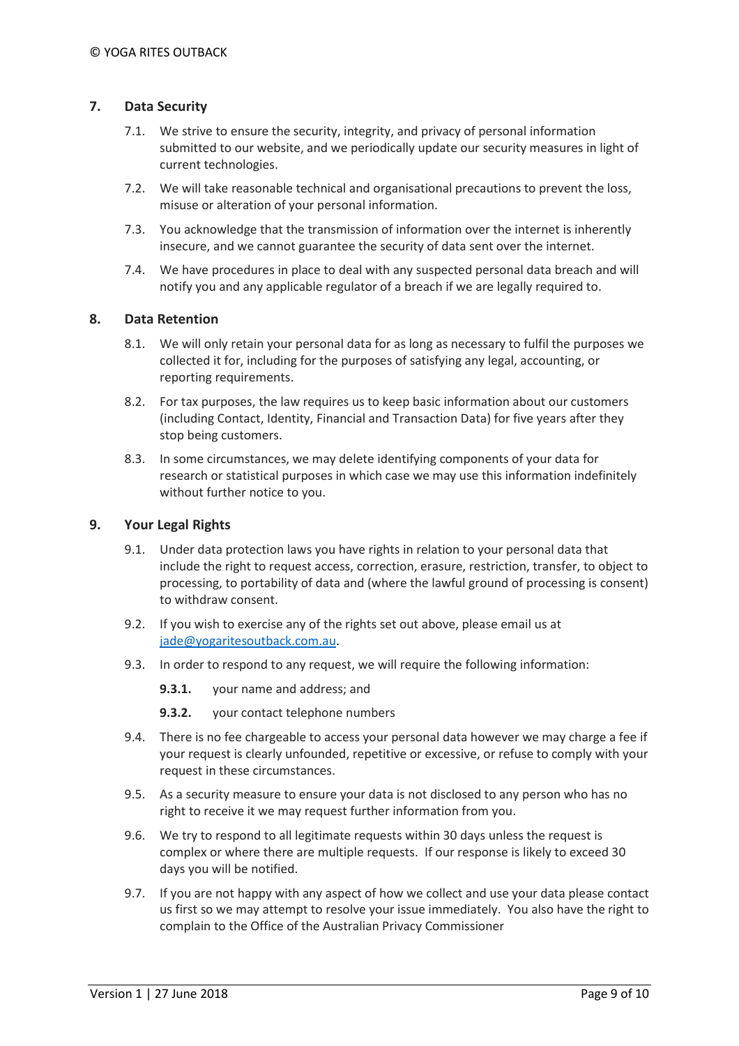## 7. Data Security

7.1. We strive to ensure the security, integrity, and privacy of personal information submitted to our website, and we periodically update our security measures in light of current technologies.

7.2. We will take reasonable technical and organisational precautions to prevent the loss, misuse or alteration of your personal information.

7.3. You acknowledge that the transmission of information over the internet is inherently insecure, and we cannot guarantee the security of data sent over the internet.

7.4. We have procedures in place to deal with any suspected personal data breach and will notify you and any applicable regulator of a breach if we are legally required to.

## 8. Data Retention

8.1. We will only retain your personal data for as long as necessary to fulfil the purposes we collected it for, including for the purposes of satisfying any legal, accounting, or reporting requirements.

8.2. For tax purposes, the law requires us to keep basic information about our customers (including Contact, Identity, Financial and Transaction Data) for five years after they stop being customers.

8.3. In some circumstances, we may delete identifying components of your data for research or statistical purposes in which case we may use this information indefinitely without further notice to you.

## 9. Your Legal Rights

9.1. Under data protection laws you have rights in relation to your personal data that include the right to request access, correction, erasure, restriction, transfer, to object to processing, to portability of data and (where the lawful ground of processing is consent) to withdraw consent.

9.2. If you wish to exercise any of the rights set out above, please email us at [jade@yogaritesoutback.com.au](mailto:jade@yogaritesoutback.com.au).

9.3. In order to respond to any request, we will require the following information:

**9.3.1.** your name and address; and

**9.3.2.** your contact telephone numbers

9.4. There is no fee chargeable to access your personal data however we may charge a fee if your request is clearly unfounded, repetitive or excessive, or refuse to comply with your request in these circumstances.

9.5. As a security measure to ensure your data is not disclosed to any person who has no right to receive it we may request further information from you.

9.6. We try to respond to all legitimate requests within 30 days unless the request is complex or where there are multiple requests. If our response is likely to exceed 30 days you will be notified.

9.7. If you are not happy with any aspect of how we collect and use your data please contact us first so we may attempt to resolve your issue immediately. You also have the right to complain to the Office of the Australian Privacy Commissioner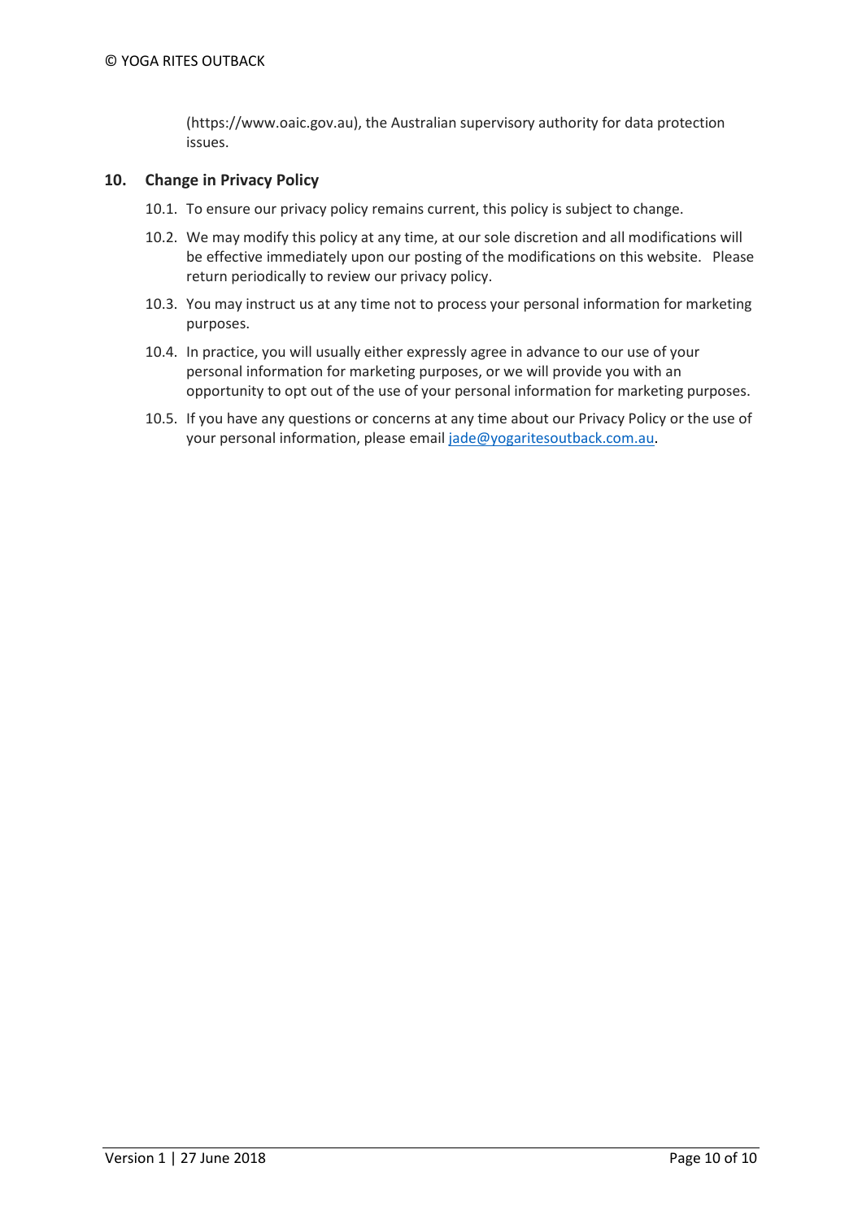(https://www.oaic.gov.au), the Australian supervisory authority for data protection issues.

## 10. Change in Privacy Policy

10.1. To ensure our privacy policy remains current, this policy is subject to change.

10.2. We may modify this policy at any time, at our sole discretion and all modifications will be effective immediately upon our posting of the modifications on this website. Please return periodically to review our privacy policy.

10.3. You may instruct us at any time not to process your personal information for marketing purposes.

10.4. In practice, you will usually either expressly agree in advance to our use of your personal information for marketing purposes, or we will provide you with an opportunity to opt out of the use of your personal information for marketing purposes.

10.5. If you have any questions or concerns at any time about our Privacy Policy or the use of your personal information, please email jade@yogaritesoutback.com.au.